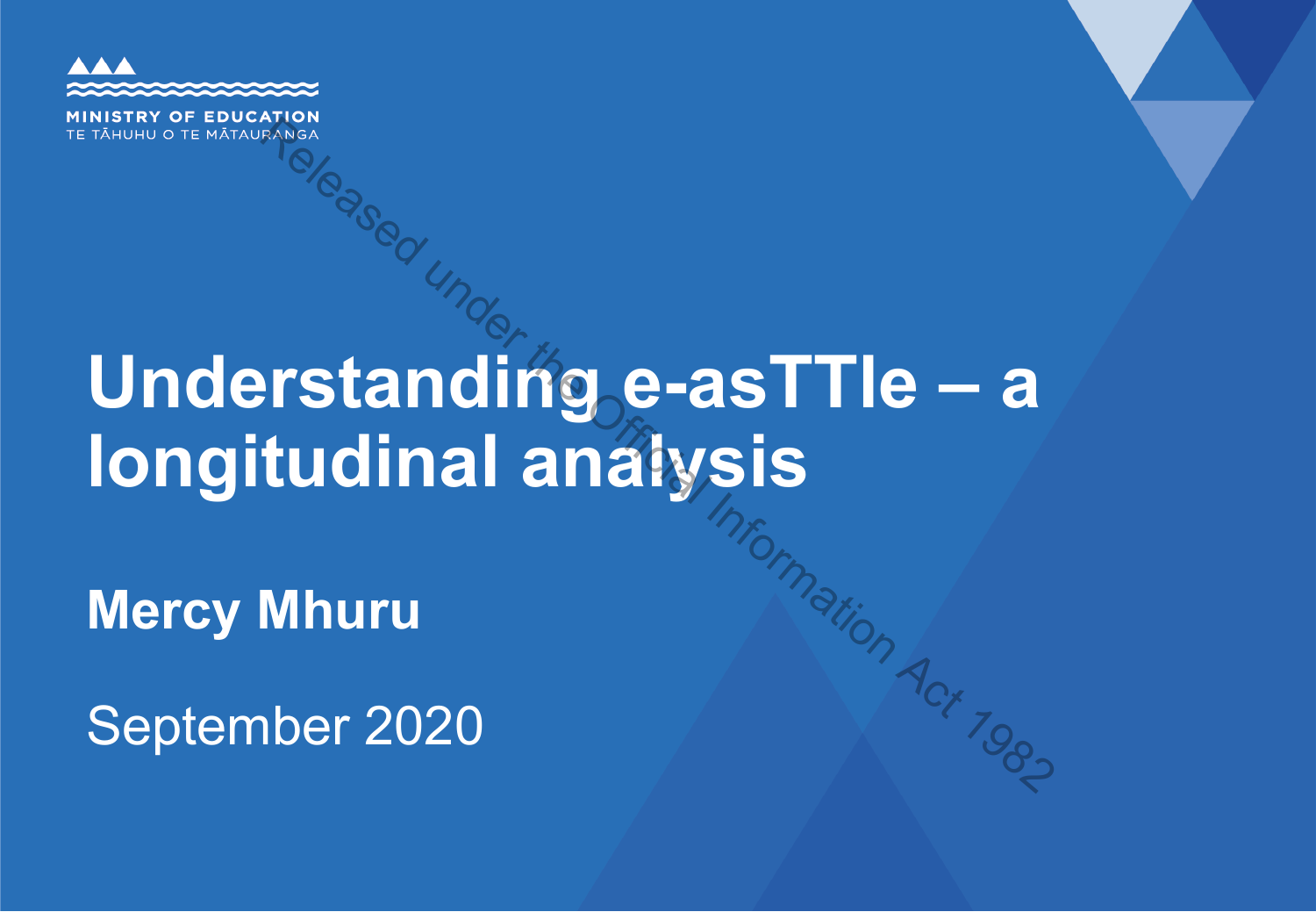MINISTRY OF EDUCATION
TE TĀHUHU O TE MĀTAURANGA

# Understanding e-asTTle – a longitudinal analysis

**Mercy Mhuru**

September 2020

Released under the Official Information Act 1982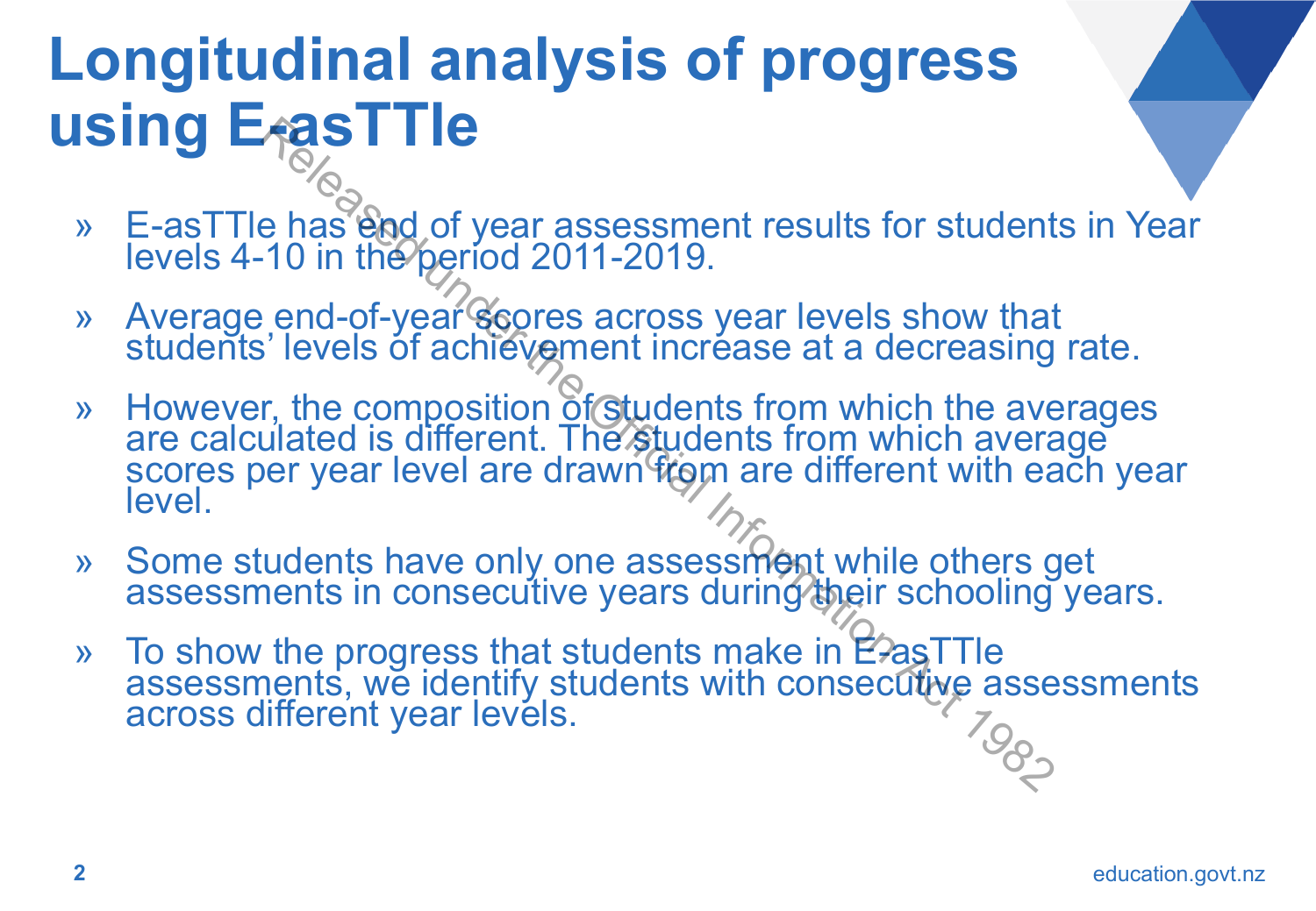# Longitudinal analysis of progress using E-asTTle

- E-asTTle has end of year assessment results for students in Year levels 4-10 in the period 2011-2019.
- Average end-of-year scores across year levels show that students' levels of achievement increase at a decreasing rate.
- However, the composition of students from which the averages are calculated is different. The students from which average scores per year level are drawn from are different with each year level.
- Some students have only one assessment while others get assessments in consecutive years during their schooling years.
- To show the progress that students make in E-asTTle assessments, we identify students with consecutive assessments across different year levels.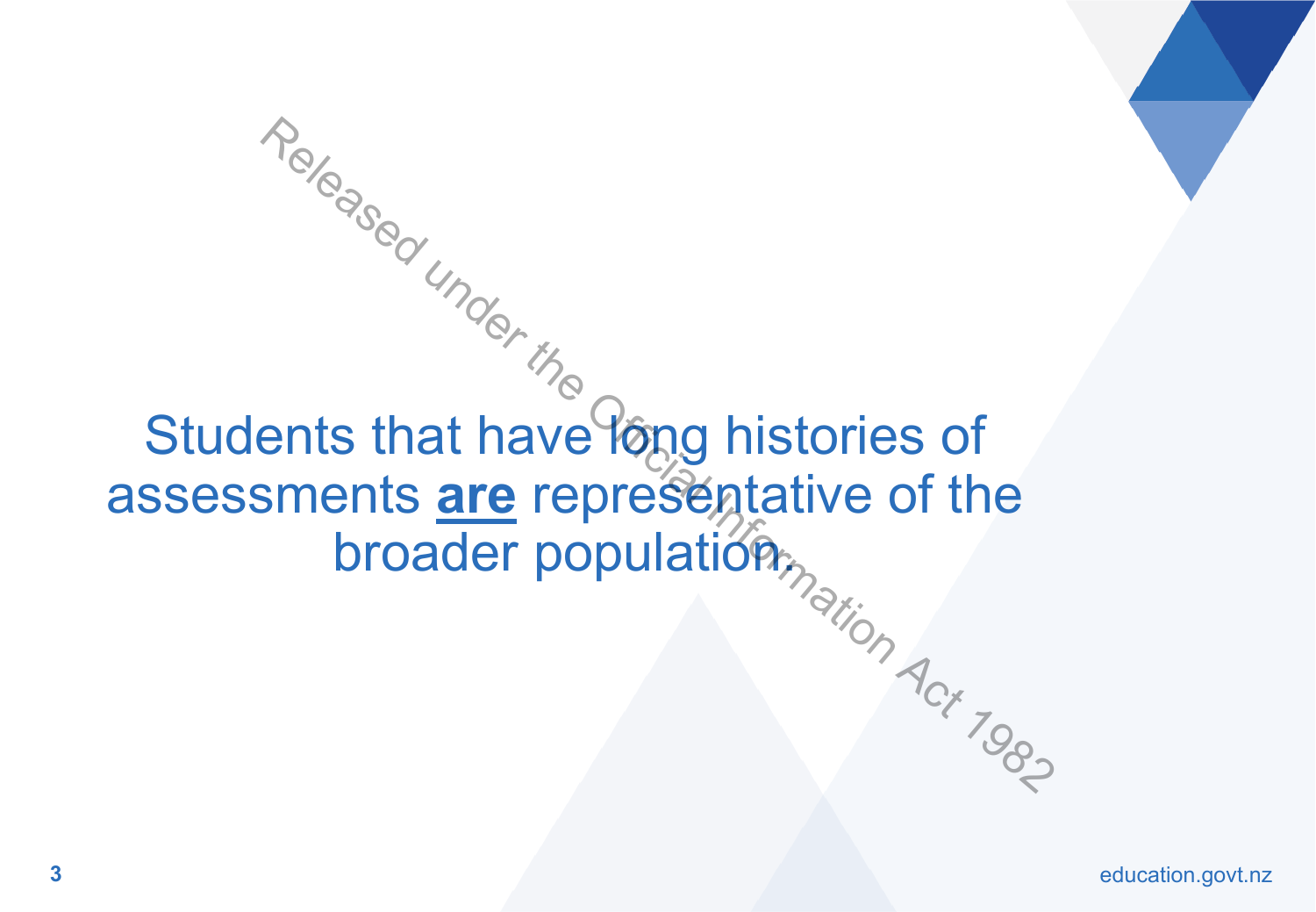Students that have long histories of assessments **are** representative of the broader population.

Released under the Official Information Act 1982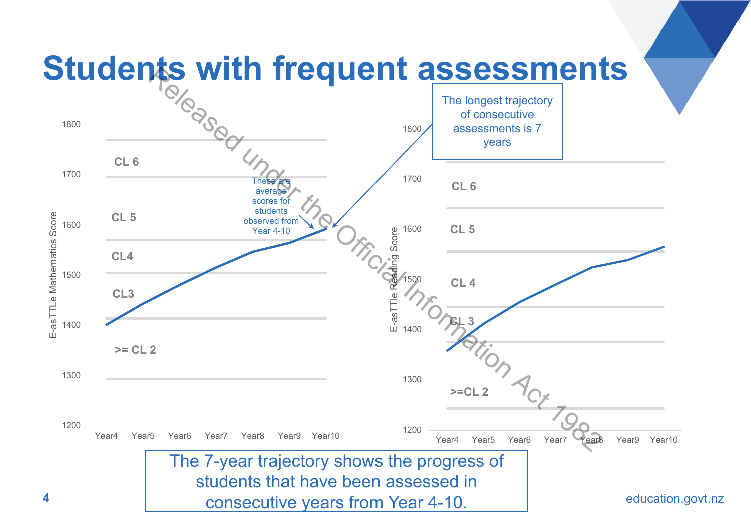# Students with frequent assessments

The longest trajectory of consecutive assessments is 7 years

These are average scores for students observed from Year 4-10

E-asTTLe Mathematics Score

| | CL band |
|---|---|
| 1800 | |
| 1700 | CL 6 |
| 1600 | CL 5 |
| 1500 | CL4 / CL3 |
| 1400 | >= CL 2 |
| 1300 | |
| 1200 | |

Year4, Year5, Year6, Year7, Year8, Year9, Year10

E-asTTle Reading Score

| | CL band |
|---|---|
| 1800 | |
| 1700 | CL 6 |
| 1600 | CL 5 |
| 1500 | CL 4 |
| 1400 | CL 3 |
| 1300 | >=CL 2 |
| 1200 | |

Year4, Year5, Year6, Year7, Year8, Year9, Year10

The 7-year trajectory shows the progress of students that have been assessed in consecutive years from Year 4-10.

Released under the Official Information Act 1982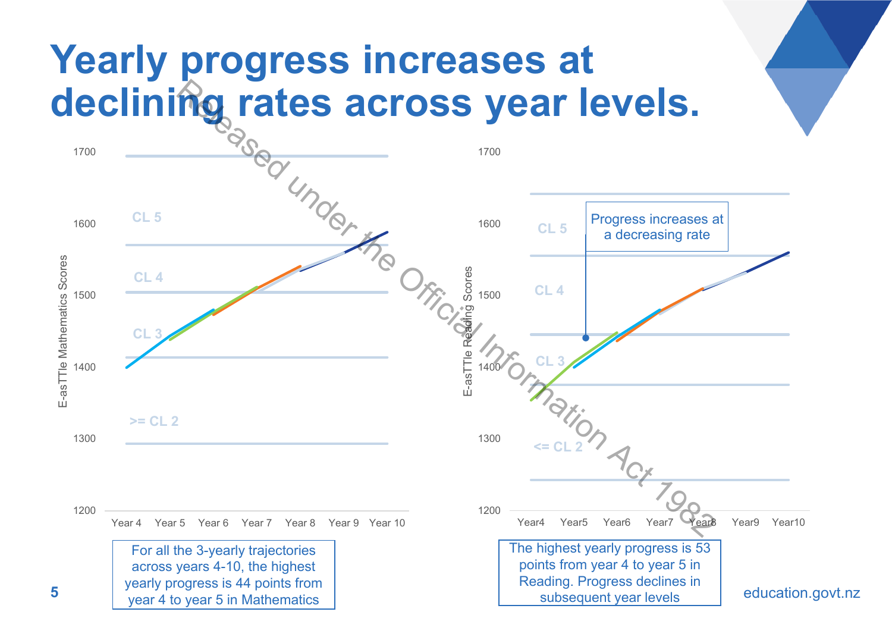# Yearly progress increases at declining rates across year levels.

For all the 3-yearly trajectories across years 4-10, the highest yearly progress is 44 points from year 4 to year 5 in Mathematics

Progress increases at a decreasing rate

The highest yearly progress is 53 points from year 4 to year 5 in Reading. Progress declines in subsequent year levels

Released under the Official Information Act 1982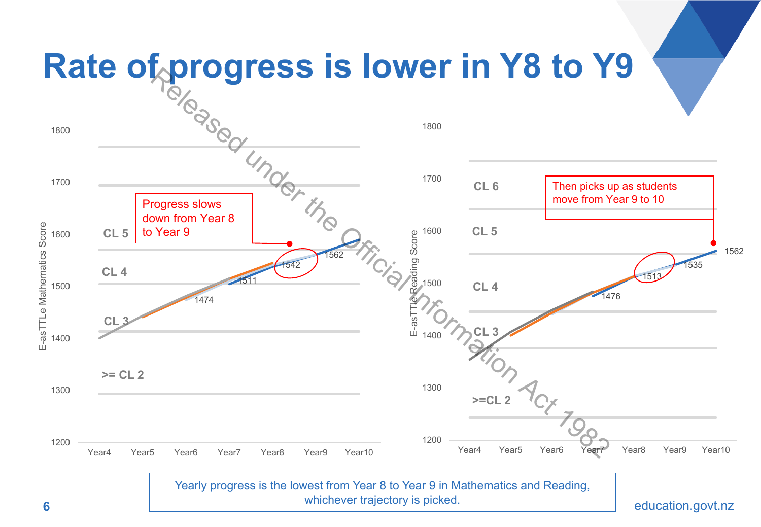# Rate of progress is lower in Y8 to Y9

Progress slows down from Year 8 to Year 9

| E-asTTLe Mathematics Score | |
|---|---|
| Year4 | |
| Year5 | |
| Year6 | 1474 |
| Year7 | 1511 |
| Year8 | 1542 |
| Year9 | 1562 |
| Year10 | |

Curriculum levels: >= CL 2, CL 3, CL 4, CL 5

Then picks up as students move from Year 9 to 10

| E-asTTle Reading Score | |
|---|---|
| Year4 | |
| Year5 | |
| Year6 | |
| Year7 | 1476 |
| Year8 | 1513 |
| Year9 | 1535 |
| Year10 | 1562 |

Curriculum levels: >=CL 2, CL 3, CL 4, CL 5, CL 6

Yearly progress is the lowest from Year 8 to Year 9 in Mathematics and Reading, whichever trajectory is picked.

Released under the Official Information Act 1982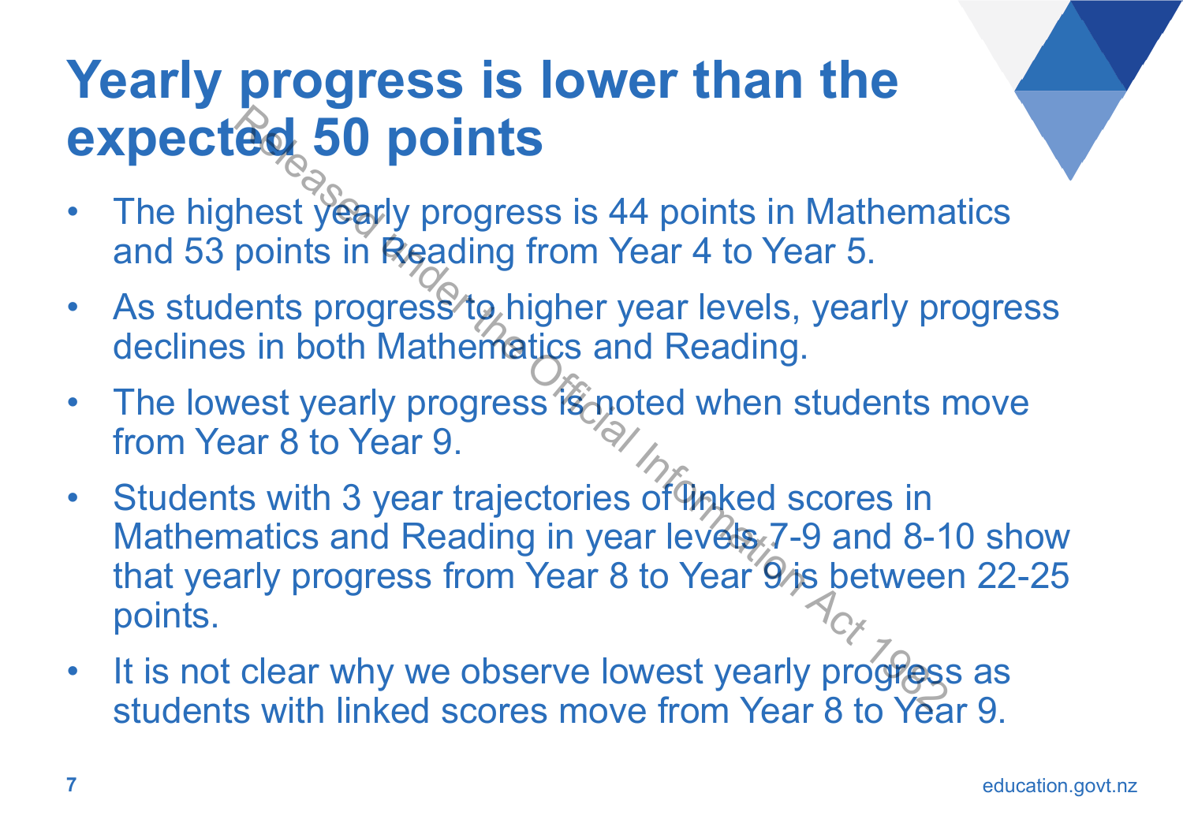# Yearly progress is lower than the expected 50 points

- The highest yearly progress is 44 points in Mathematics and 53 points in Reading from Year 4 to Year 5.
- As students progress to higher year levels, yearly progress declines in both Mathematics and Reading.
- The lowest yearly progress is noted when students move from Year 8 to Year 9.
- Students with 3 year trajectories of linked scores in Mathematics and Reading in year levels 7-9 and 8-10 show that yearly progress from Year 8 to Year 9 is between 22-25 points.
- It is not clear why we observe lowest yearly progress as students with linked scores move from Year 8 to Year 9.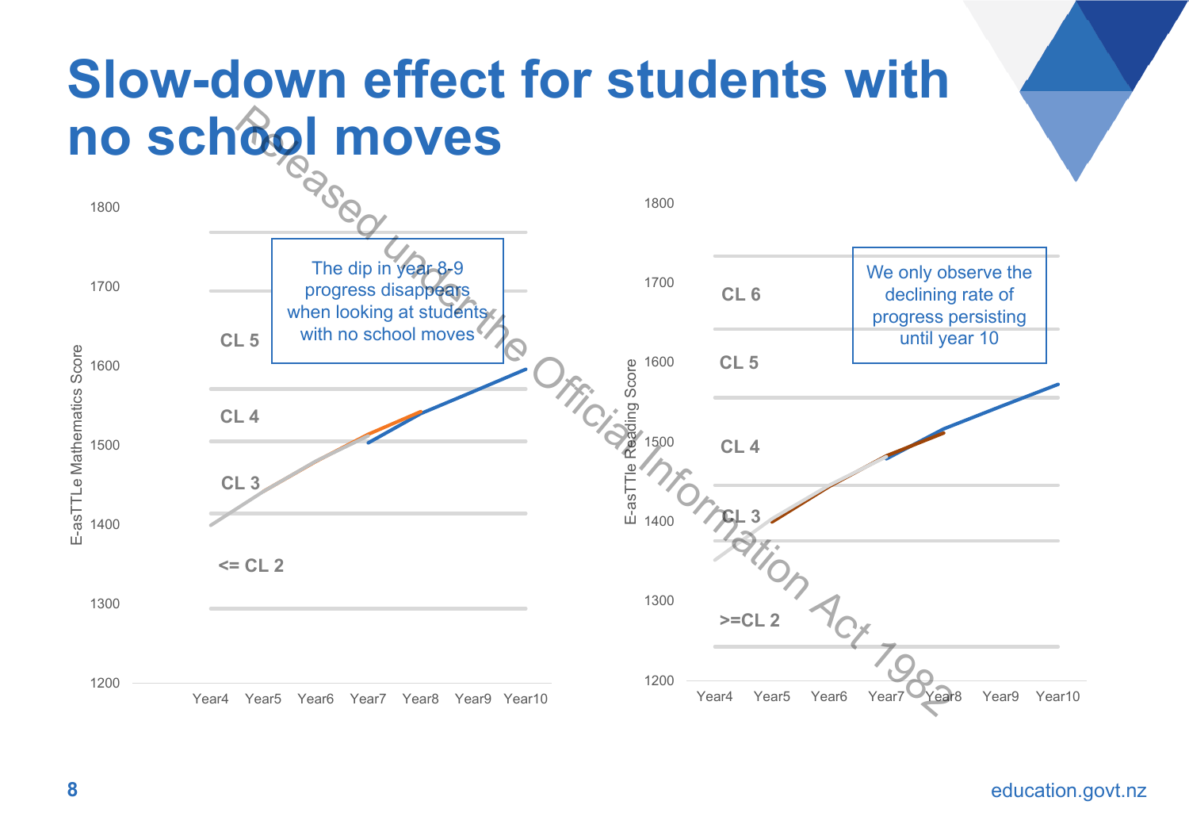# Slow-down effect for students with no school moves

The dip in year 8-9 progress disappears when looking at students with no school moves

We only observe the declining rate of progress persisting until year 10

Released under the Official Information Act 1982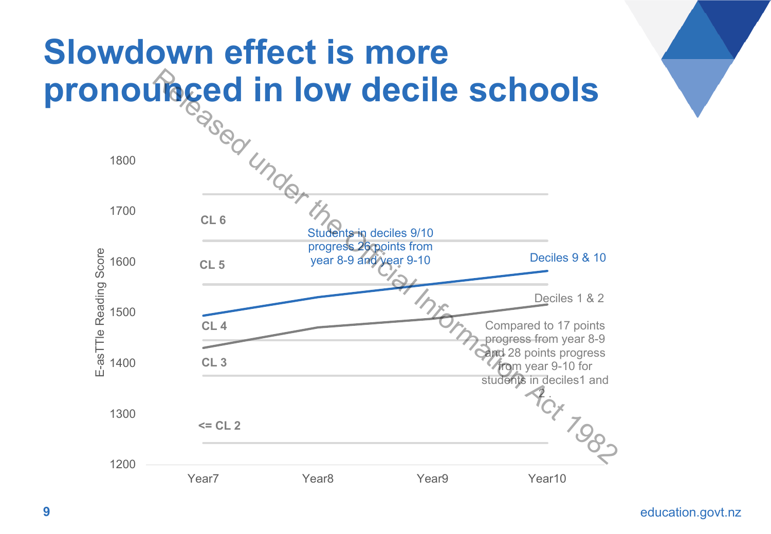# Slowdown effect is more pronounced in low decile schools

Released under the Official Information Act 1982

E-asTTle Reading Score

1800

1700

1600

1500

1400

1300

1200

CL 6

CL 5

CL 4

CL 3

<= CL 2

Year7 Year8 Year9 Year10

Students in deciles 9/10 progress 26 points from year 8-9 and year 9-10

Deciles 9 & 10

Deciles 1 & 2

Compared to 17 points progress from year 8-9 and 28 points progress from year 9-10 for students in deciles1 and 2.

education.govt.nz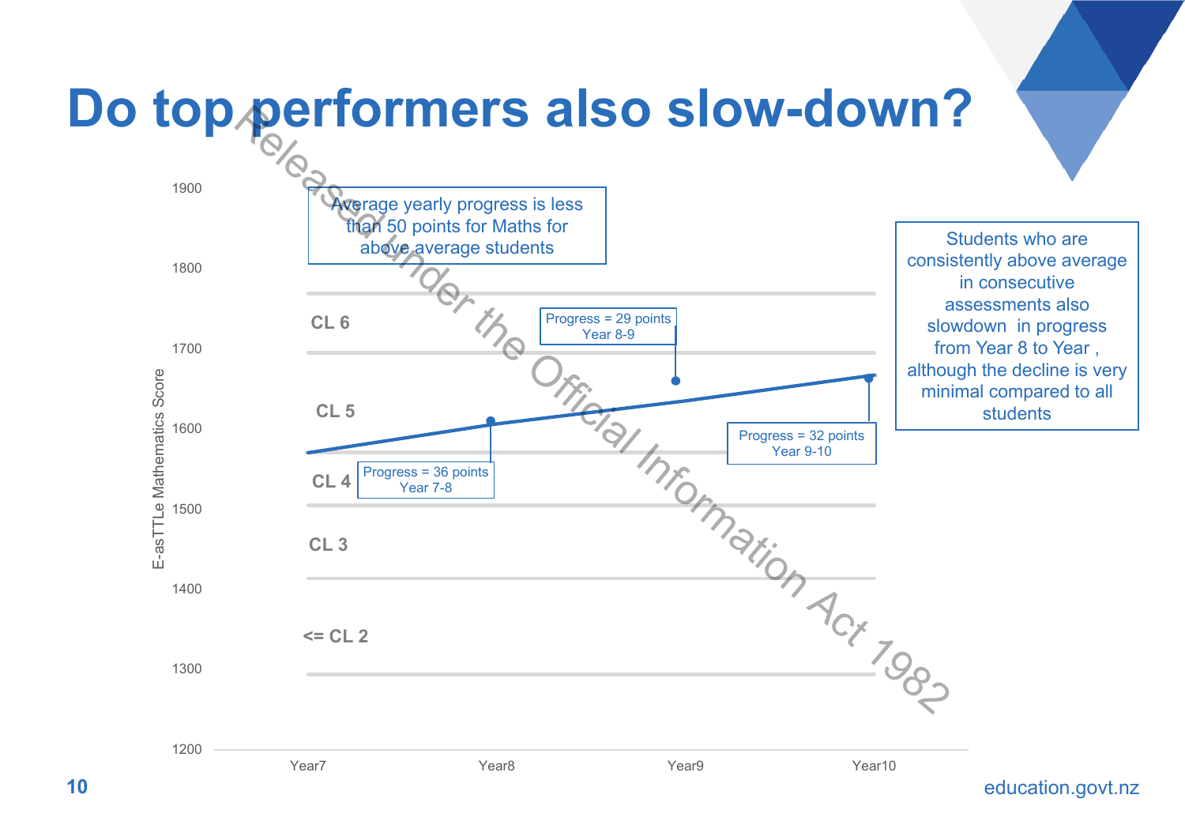# Do top performers also slow-down?

Average yearly progress is less than 50 points for Maths for above average students

E-asTTLe Mathematics Score

1900
1800
1700
1600
1500
1400
1300
1200

CL 6
CL 5
CL 4
CL 3
<= CL 2

Progress = 36 points Year 7-8

Progress = 29 points Year 8-9

Progress = 32 points Year 9-10

Year7 Year8 Year9 Year10

Students who are consistently above average in consecutive assessments also slowdown in progress from Year 8 to Year , although the decline is very minimal compared to all students

Released under the Official Information Act 1982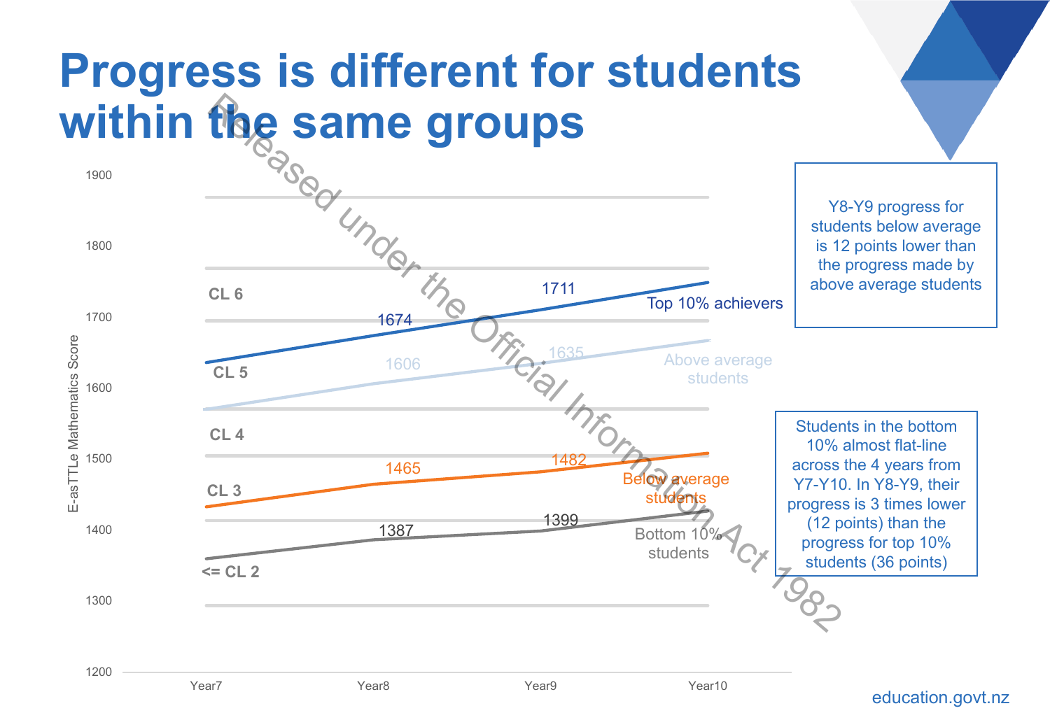# Progress is different for students within the same groups

Y8-Y9 progress for students below average is 12 points lower than the progress made by above average students

Students in the bottom 10% almost flat-line across the 4 years from Y7-Y10. In Y8-Y9, their progress is 3 times lower (12 points) than the progress for top 10% students (36 points)

| | Year7 | Year8 | Year9 | Year10 |
|---|---|---|---|---|
| Top 10% achievers | | 1674 | 1711 | |
| Above average students | | 1606 | 1635 | |
| Below average students | | 1465 | 1482 | |
| Bottom 10% students | | 1387 | 1399 | |

E-asTTLe Mathematics Score

CL 6, CL 5, CL 4, CL 3, <= CL 2

Released under the Official Information Act 1982

education.govt.nz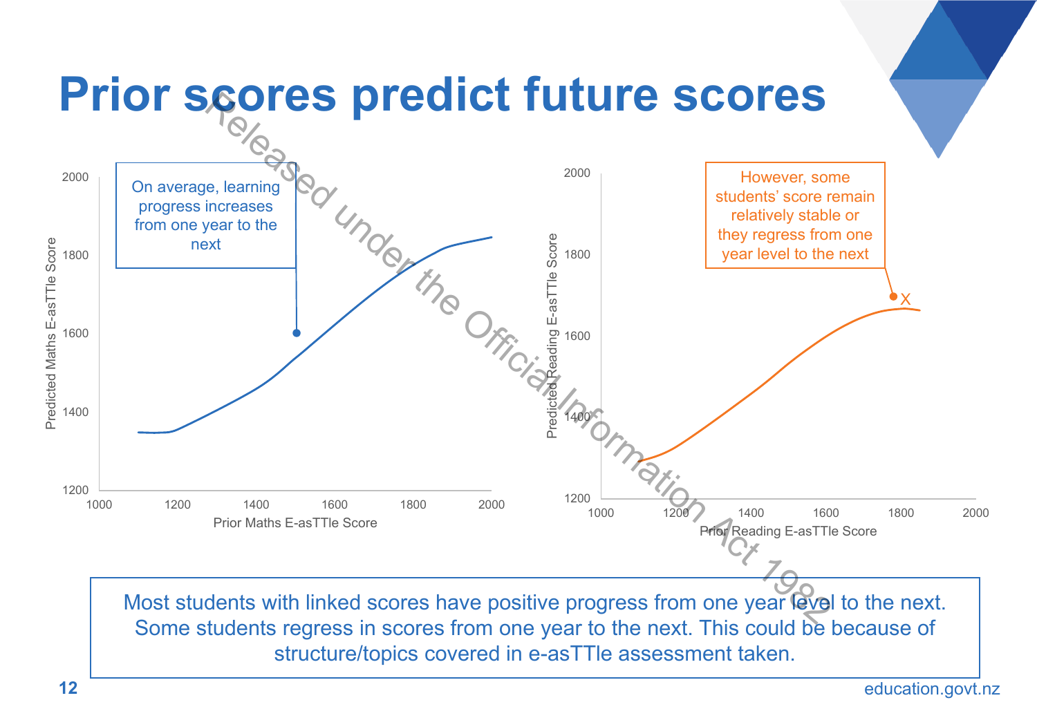# Prior scores predict future scores

On average, learning progress increases from one year to the next

Predicted Maths E-asTTle Score

Prior Maths E-asTTle Score

However, some students' score remain relatively stable or they regress from one year level to the next

Predicted Reading E-asTTle Score

Prior Reading E-asTTle Score

Most students with linked scores have positive progress from one year level to the next. Some students regress in scores from one year to the next. This could be because of structure/topics covered in e-asTTle assessment taken.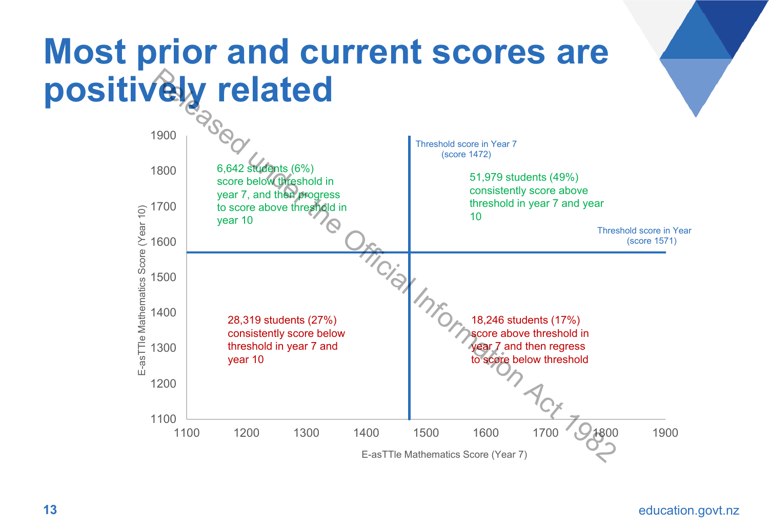# Most prior and current scores are positively related

Threshold score in Year 7 (score 1472)

Threshold score in Year (score 1571)

6,642 students (6%) score below threshold in year 7, and then progress to score above threshold in year 10

51,979 students (49%) consistently score above threshold in year 7 and year 10

28,319 students (27%) consistently score below threshold in year 7 and year 10

18,246 students (17%) score above threshold in year 7 and then regress to score below threshold

E-asTTle Mathematics Score (Year 10)

E-asTTle Mathematics Score (Year 7)

Released under the Official Information Act 1982

education.govt.nz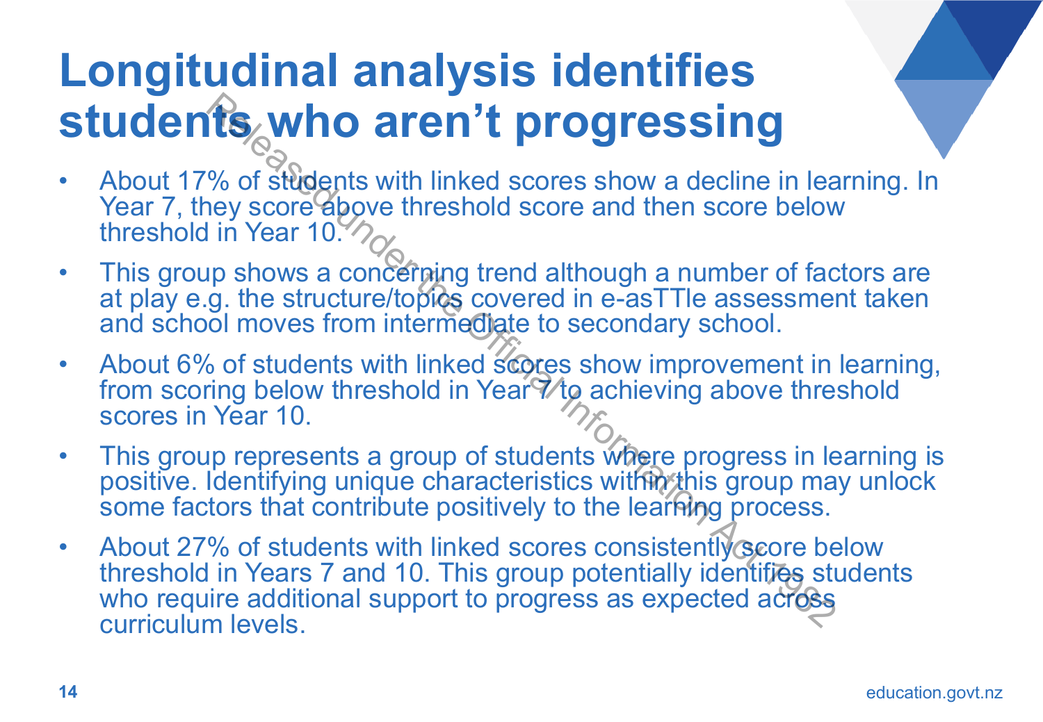# Longitudinal analysis identifies students who aren't progressing

- About 17% of students with linked scores show a decline in learning. In Year 7, they score above threshold score and then score below threshold in Year 10.
- This group shows a concerning trend although a number of factors are at play e.g. the structure/topics covered in e-asTTle assessment taken and school moves from intermediate to secondary school.
- About 6% of students with linked scores show improvement in learning, from scoring below threshold in Year 7 to achieving above threshold scores in Year 10.
- This group represents a group of students where progress in learning is positive. Identifying unique characteristics within this group may unlock some factors that contribute positively to the learning process.
- About 27% of students with linked scores consistently score below threshold in Years 7 and 10. This group potentially identifies students who require additional support to progress as expected across curriculum levels.

Released under the Official Information Act 1982

education.govt.nz